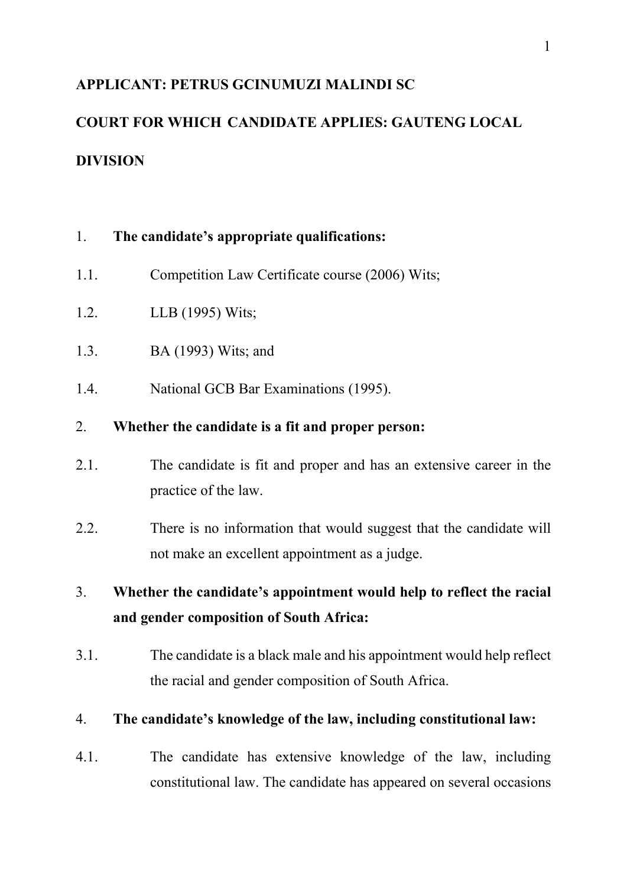**APPLICANT: PETRUS GCINUMUZI MALINDI SC**

**COURT FOR WHICH CANDIDATE APPLIES: GAUTENG LOCAL DIVISION**

1. **The candidate's appropriate qualifications:**

1.1. Competition Law Certificate course (2006) Wits;

1.2. LLB (1995) Wits;

1.3. BA (1993) Wits; and

1.4. National GCB Bar Examinations (1995).

2. **Whether the candidate is a fit and proper person:**

2.1. The candidate is fit and proper and has an extensive career in the practice of the law.

2.2. There is no information that would suggest that the candidate will not make an excellent appointment as a judge.

3. **Whether the candidate's appointment would help to reflect the racial and gender composition of South Africa:**

3.1. The candidate is a black male and his appointment would help reflect the racial and gender composition of South Africa.

4. **The candidate's knowledge of the law, including constitutional law:**

4.1. The candidate has extensive knowledge of the law, including constitutional law. The candidate has appeared on several occasions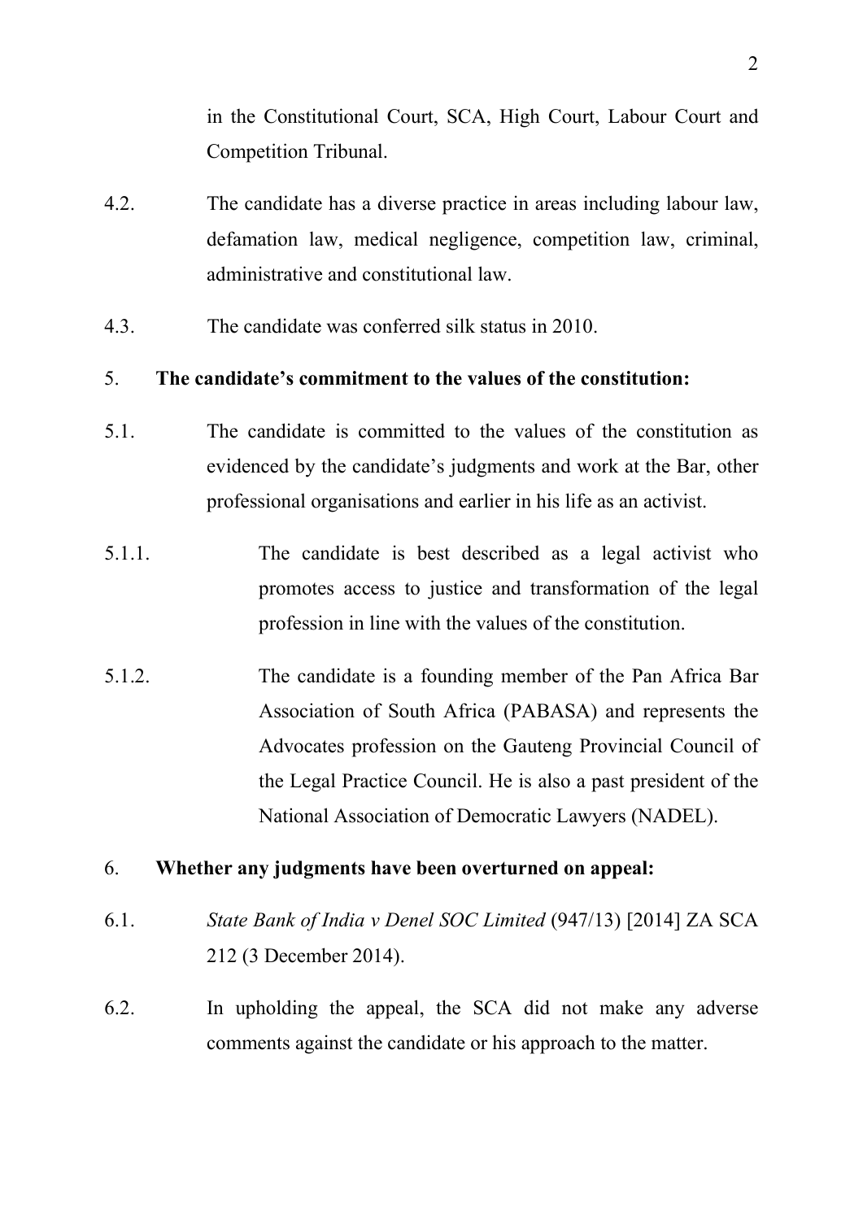in the Constitutional Court, SCA, High Court, Labour Court and Competition Tribunal.

4.2. The candidate has a diverse practice in areas including labour law, defamation law, medical negligence, competition law, criminal, administrative and constitutional law.

4.3. The candidate was conferred silk status in 2010.

5. **The candidate's commitment to the values of the constitution:**

5.1. The candidate is committed to the values of the constitution as evidenced by the candidate's judgments and work at the Bar, other professional organisations and earlier in his life as an activist.

5.1.1. The candidate is best described as a legal activist who promotes access to justice and transformation of the legal profession in line with the values of the constitution.

5.1.2. The candidate is a founding member of the Pan Africa Bar Association of South Africa (PABASA) and represents the Advocates profession on the Gauteng Provincial Council of the Legal Practice Council. He is also a past president of the National Association of Democratic Lawyers (NADEL).

6. **Whether any judgments have been overturned on appeal:**

6.1. *State Bank of India v Denel SOC Limited* (947/13) [2014] ZA SCA 212 (3 December 2014).

6.2. In upholding the appeal, the SCA did not make any adverse comments against the candidate or his approach to the matter.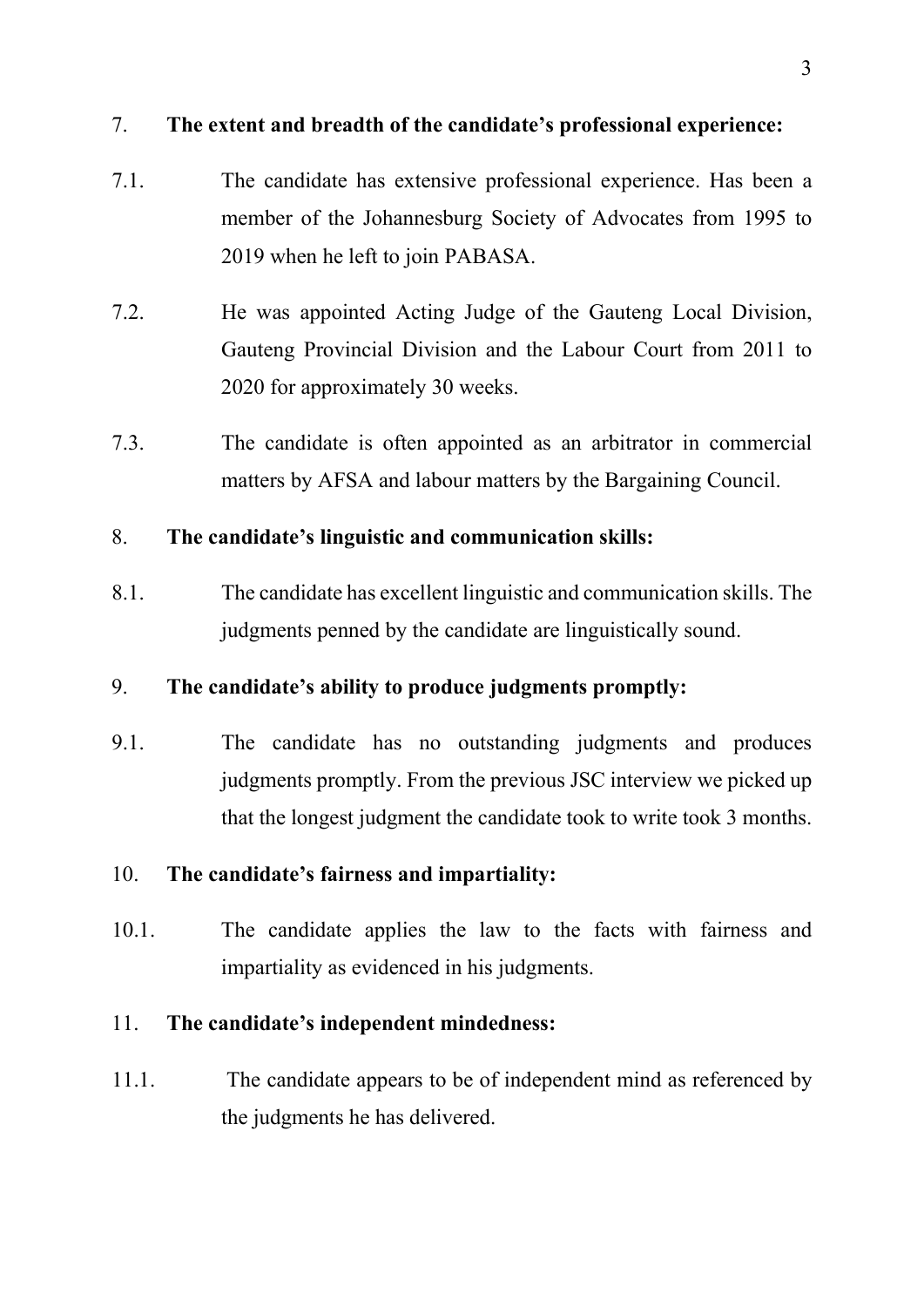7. **The extent and breadth of the candidate's professional experience:**

7.1. The candidate has extensive professional experience. Has been a member of the Johannesburg Society of Advocates from 1995 to 2019 when he left to join PABASA.

7.2. He was appointed Acting Judge of the Gauteng Local Division, Gauteng Provincial Division and the Labour Court from 2011 to 2020 for approximately 30 weeks.

7.3. The candidate is often appointed as an arbitrator in commercial matters by AFSA and labour matters by the Bargaining Council.

8. **The candidate's linguistic and communication skills:**

8.1. The candidate has excellent linguistic and communication skills. The judgments penned by the candidate are linguistically sound.

9. **The candidate's ability to produce judgments promptly:**

9.1. The candidate has no outstanding judgments and produces judgments promptly. From the previous JSC interview we picked up that the longest judgment the candidate took to write took 3 months.

10. **The candidate's fairness and impartiality:**

10.1. The candidate applies the law to the facts with fairness and impartiality as evidenced in his judgments.

11. **The candidate's independent mindedness:**

11.1. The candidate appears to be of independent mind as referenced by the judgments he has delivered.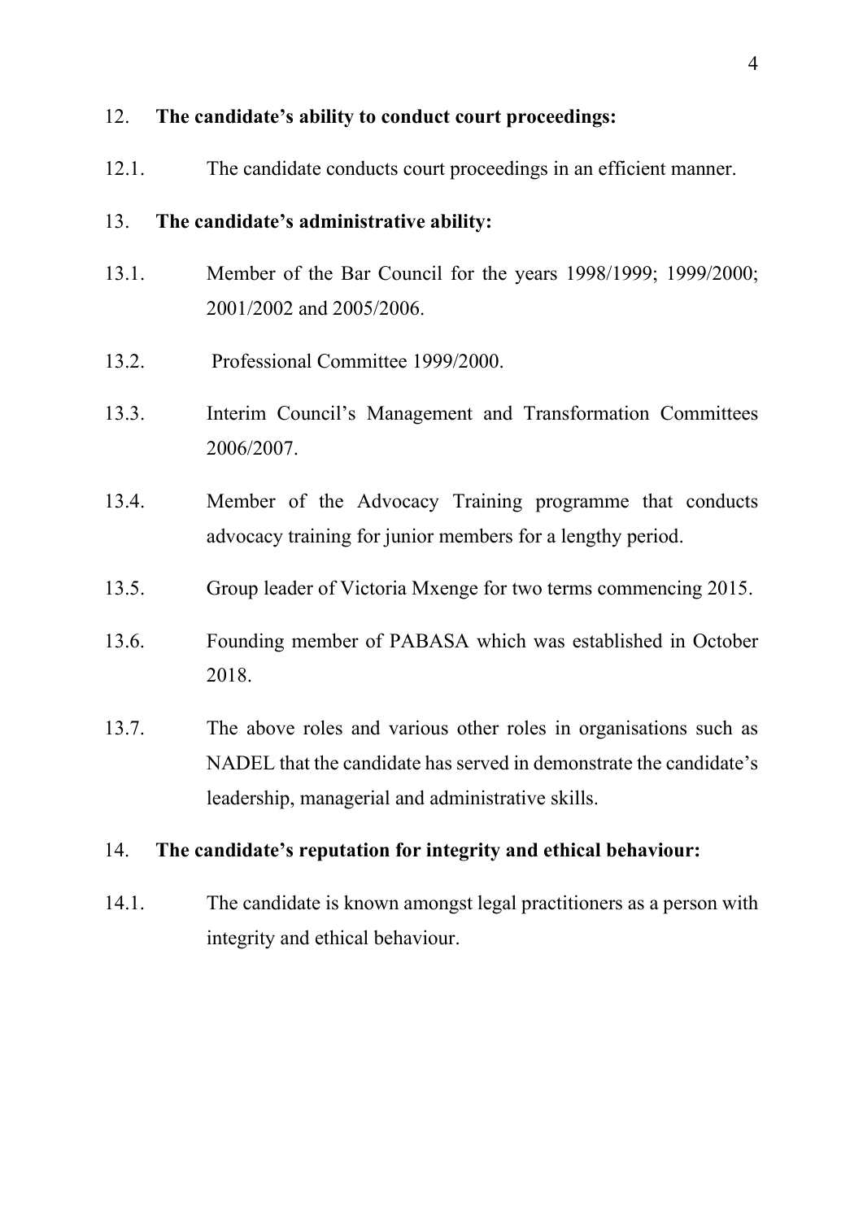12. **The candidate's ability to conduct court proceedings:**

12.1. The candidate conducts court proceedings in an efficient manner.

13. **The candidate's administrative ability:**

13.1. Member of the Bar Council for the years 1998/1999; 1999/2000; 2001/2002 and 2005/2006.

13.2. Professional Committee 1999/2000.

13.3. Interim Council's Management and Transformation Committees 2006/2007.

13.4. Member of the Advocacy Training programme that conducts advocacy training for junior members for a lengthy period.

13.5. Group leader of Victoria Mxenge for two terms commencing 2015.

13.6. Founding member of PABASA which was established in October 2018.

13.7. The above roles and various other roles in organisations such as NADEL that the candidate has served in demonstrate the candidate's leadership, managerial and administrative skills.

14. **The candidate's reputation for integrity and ethical behaviour:**

14.1. The candidate is known amongst legal practitioners as a person with integrity and ethical behaviour.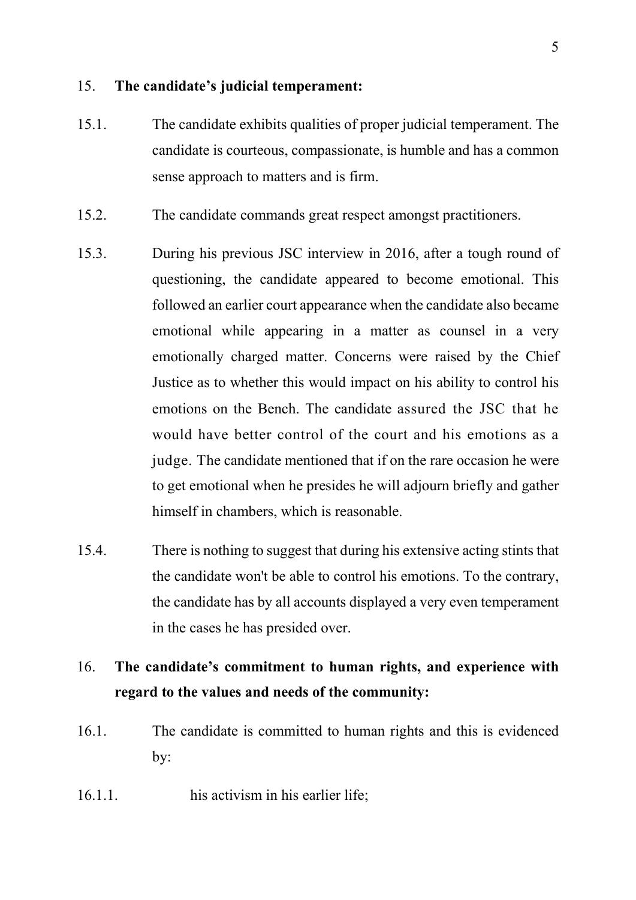15. **The candidate's judicial temperament:**

15.1. The candidate exhibits qualities of proper judicial temperament. The candidate is courteous, compassionate, is humble and has a common sense approach to matters and is firm.

15.2. The candidate commands great respect amongst practitioners.

15.3. During his previous JSC interview in 2016, after a tough round of questioning, the candidate appeared to become emotional. This followed an earlier court appearance when the candidate also became emotional while appearing in a matter as counsel in a very emotionally charged matter. Concerns were raised by the Chief Justice as to whether this would impact on his ability to control his emotions on the Bench. The candidate assured the JSC that he would have better control of the court and his emotions as a judge. The candidate mentioned that if on the rare occasion he were to get emotional when he presides he will adjourn briefly and gather himself in chambers, which is reasonable.

15.4. There is nothing to suggest that during his extensive acting stints that the candidate won't be able to control his emotions. To the contrary, the candidate has by all accounts displayed a very even temperament in the cases he has presided over.

16. **The candidate's commitment to human rights, and experience with regard to the values and needs of the community:**

16.1. The candidate is committed to human rights and this is evidenced by:

16.1.1. his activism in his earlier life;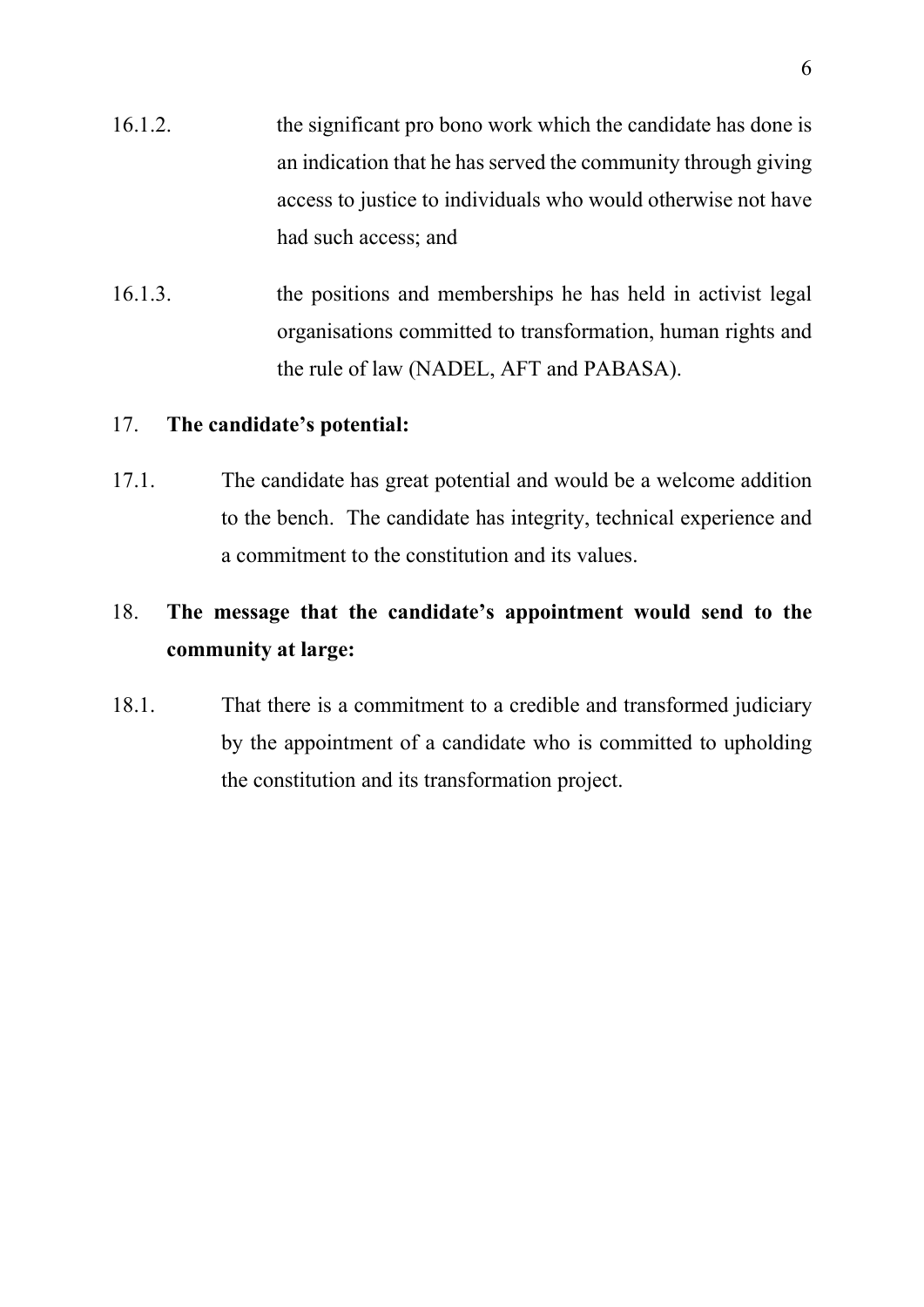16.1.2. the significant pro bono work which the candidate has done is an indication that he has served the community through giving access to justice to individuals who would otherwise not have had such access; and

16.1.3. the positions and memberships he has held in activist legal organisations committed to transformation, human rights and the rule of law (NADEL, AFT and PABASA).

17. **The candidate's potential:**

17.1. The candidate has great potential and would be a welcome addition to the bench. The candidate has integrity, technical experience and a commitment to the constitution and its values.

18. **The message that the candidate's appointment would send to the community at large:**

18.1. That there is a commitment to a credible and transformed judiciary by the appointment of a candidate who is committed to upholding the constitution and its transformation project.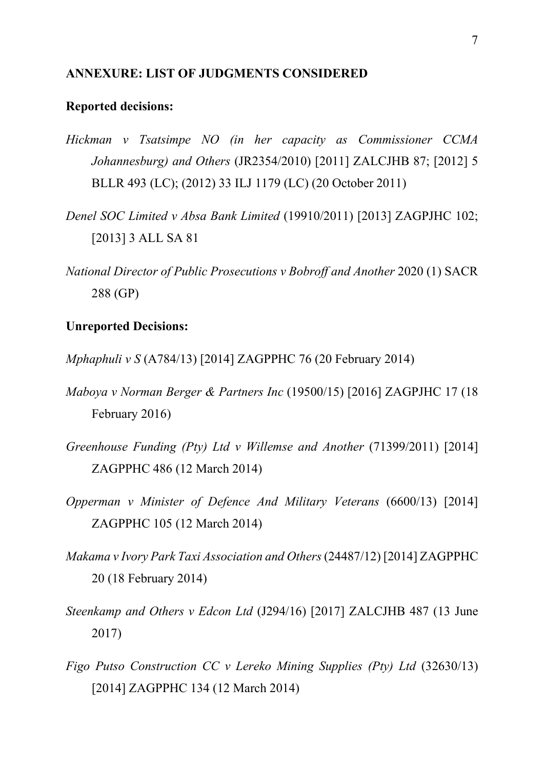**ANNEXURE: LIST OF JUDGMENTS CONSIDERED**

**Reported decisions:**

*Hickman v Tsatsimpe NO (in her capacity as Commissioner CCMA Johannesburg) and Others* (JR2354/2010) [2011] ZALCJHB 87; [2012] 5 BLLR 493 (LC); (2012) 33 ILJ 1179 (LC) (20 October 2011)

*Denel SOC Limited v Absa Bank Limited* (19910/2011) [2013] ZAGPJHC 102; [2013] 3 ALL SA 81

*National Director of Public Prosecutions v Bobroff and Another* 2020 (1) SACR 288 (GP)

**Unreported Decisions:**

*Mphaphuli v S* (A784/13) [2014] ZAGPPHC 76 (20 February 2014)

*Maboya v Norman Berger & Partners Inc* (19500/15) [2016] ZAGPJHC 17 (18 February 2016)

*Greenhouse Funding (Pty) Ltd v Willemse and Another* (71399/2011) [2014] ZAGPPHC 486 (12 March 2014)

*Opperman v Minister of Defence And Military Veterans* (6600/13) [2014] ZAGPPHC 105 (12 March 2014)

*Makama v Ivory Park Taxi Association and Others* (24487/12) [2014] ZAGPPHC 20 (18 February 2014)

*Steenkamp and Others v Edcon Ltd* (J294/16) [2017] ZALCJHB 487 (13 June 2017)

*Figo Putso Construction CC v Lereko Mining Supplies (Pty) Ltd* (32630/13) [2014] ZAGPPHC 134 (12 March 2014)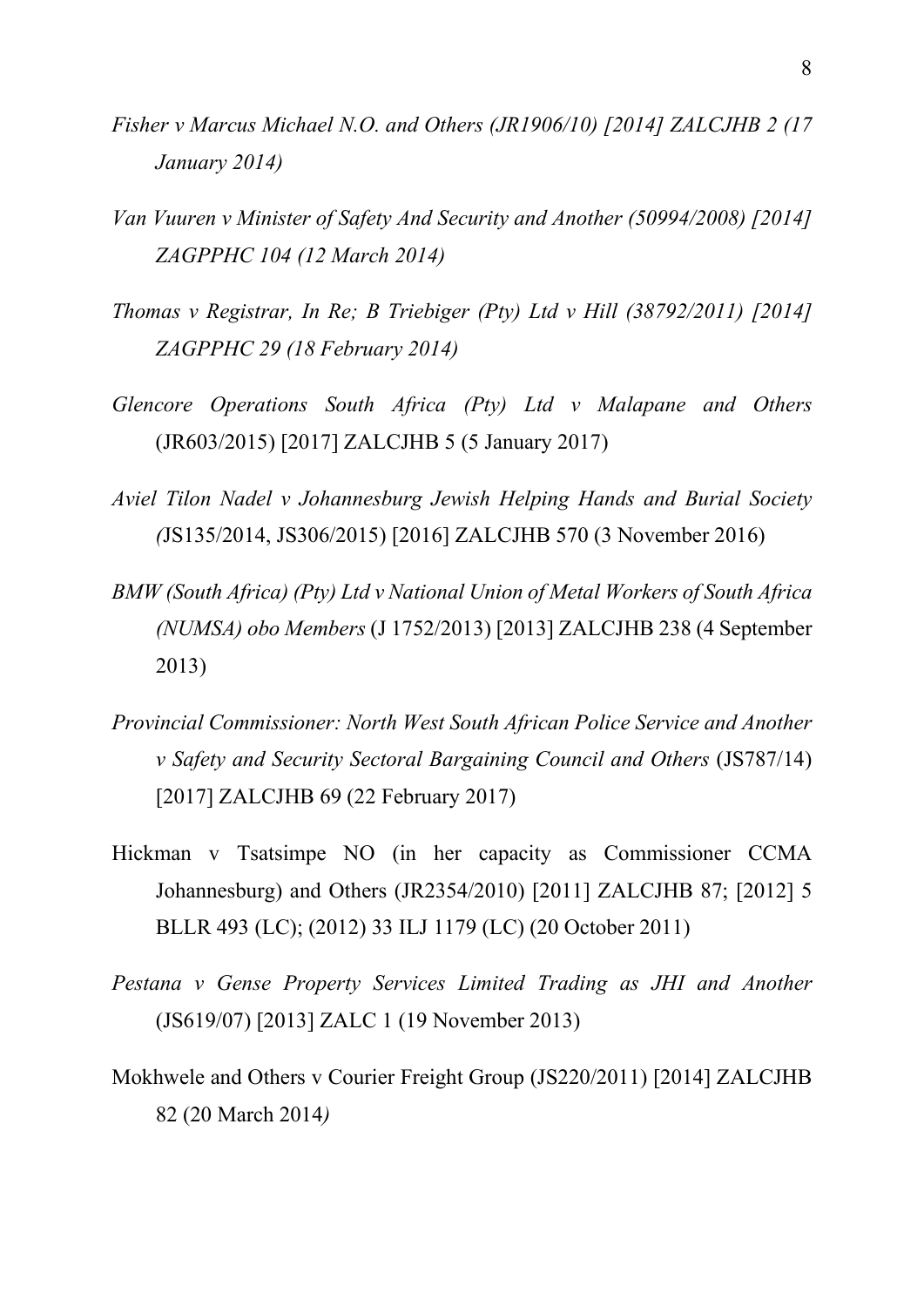*Fisher v Marcus Michael N.O. and Others (JR1906/10) [2014] ZALCJHB 2 (17 January 2014)*

*Van Vuuren v Minister of Safety And Security and Another (50994/2008) [2014] ZAGPPHC 104 (12 March 2014)*

*Thomas v Registrar, In Re; B Triebiger (Pty) Ltd v Hill (38792/2011) [2014] ZAGPPHC 29 (18 February 2014)*

*Glencore Operations South Africa (Pty) Ltd v Malapane and Others* (JR603/2015) [2017] ZALCJHB 5 (5 January 2017)

*Aviel Tilon Nadel v Johannesburg Jewish Helping Hands and Burial Society (*JS135/2014, JS306/2015) [2016] ZALCJHB 570 (3 November 2016)

*BMW (South Africa) (Pty) Ltd v National Union of Metal Workers of South Africa (NUMSA) obo Members* (J 1752/2013) [2013] ZALCJHB 238 (4 September 2013)

*Provincial Commissioner: North West South African Police Service and Another v Safety and Security Sectoral Bargaining Council and Others* (JS787/14) [2017] ZALCJHB 69 (22 February 2017)

Hickman v Tsatsimpe NO (in her capacity as Commissioner CCMA Johannesburg) and Others (JR2354/2010) [2011] ZALCJHB 87; [2012] 5 BLLR 493 (LC); (2012) 33 ILJ 1179 (LC) (20 October 2011)

*Pestana v Gense Property Services Limited Trading as JHI and Another* (JS619/07) [2013] ZALC 1 (19 November 2013)

Mokhwele and Others v Courier Freight Group (JS220/2011) [2014] ZALCJHB 82 (20 March 2014*)*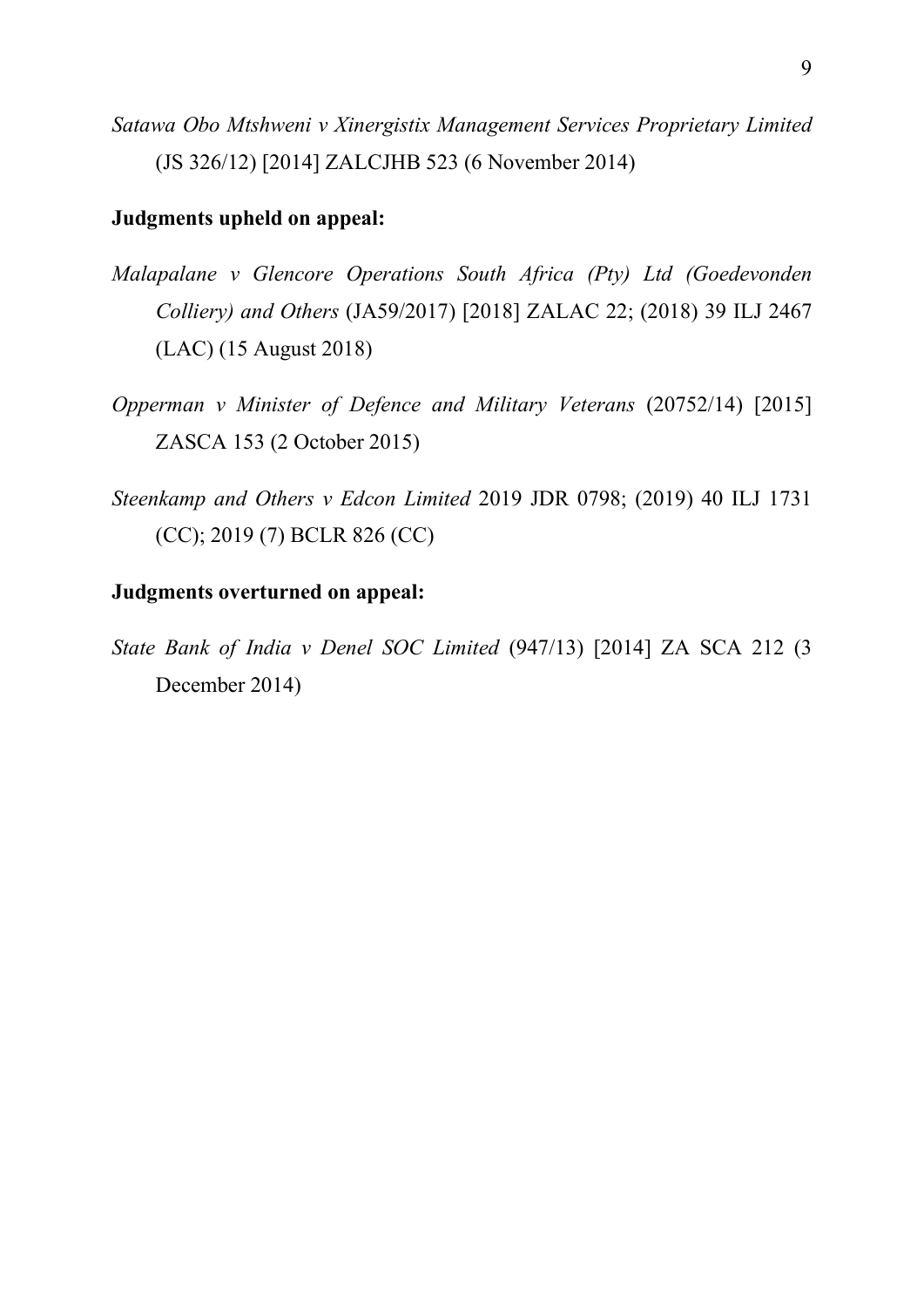*Satawa Obo Mtshweni v Xinergistix Management Services Proprietary Limited* (JS 326/12) [2014] ZALCJHB 523 (6 November 2014)

**Judgments upheld on appeal:**

*Malapalane v Glencore Operations South Africa (Pty) Ltd (Goedevonden Colliery) and Others* (JA59/2017) [2018] ZALAC 22; (2018) 39 ILJ 2467 (LAC) (15 August 2018)

*Opperman v Minister of Defence and Military Veterans* (20752/14) [2015] ZASCA 153 (2 October 2015)

*Steenkamp and Others v Edcon Limited* 2019 JDR 0798; (2019) 40 ILJ 1731 (CC); 2019 (7) BCLR 826 (CC)

**Judgments overturned on appeal:**

*State Bank of India v Denel SOC Limited* (947/13) [2014] ZA SCA 212 (3 December 2014)